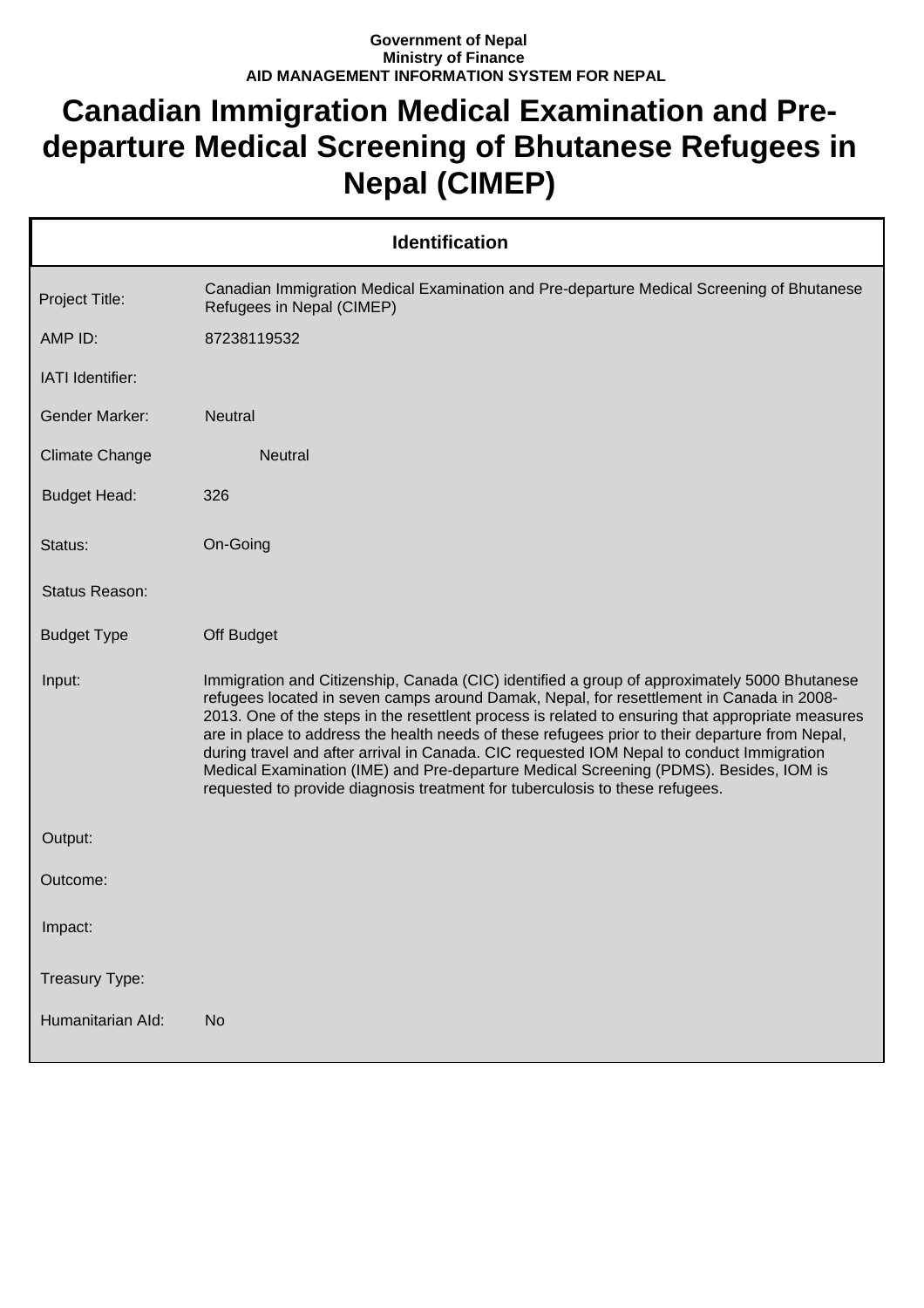**Government of Nepal**
**Ministry of Finance**
**AID MANAGEMENT INFORMATION SYSTEM FOR NEPAL**

# Canadian Immigration Medical Examination and Pre-departure Medical Screening of Bhutanese Refugees in Nepal (CIMEP)

| Identification | |
|---|---|
| Project Title: | Canadian Immigration Medical Examination and Pre-departure Medical Screening of Bhutanese Refugees in Nepal (CIMEP) |
| AMP ID: | 87238119532 |
| IATI Identifier: | |
| Gender Marker: | Neutral |
| Climate Change | Neutral |
| Budget Head: | 326 |
| Status: | On-Going |
| Status Reason: | |
| Budget Type | Off Budget |
| Input: | Immigration and Citizenship, Canada (CIC) identified a group of approximately 5000 Bhutanese refugees located in seven camps around Damak, Nepal, for resettlement in Canada in 2008-2013. One of the steps in the resettlent process is related to ensuring that appropriate measures are in place to address the health needs of these refugees prior to their departure from Nepal, during travel and after arrival in Canada. CIC requested IOM Nepal to conduct Immigration Medical Examination (IME) and Pre-departure Medical Screening (PDMS). Besides, IOM is requested to provide diagnosis treatment for tuberculosis to these refugees. |
| Output: | |
| Outcome: | |
| Impact: | |
| Treasury Type: | |
| Humanitarian AId: | No |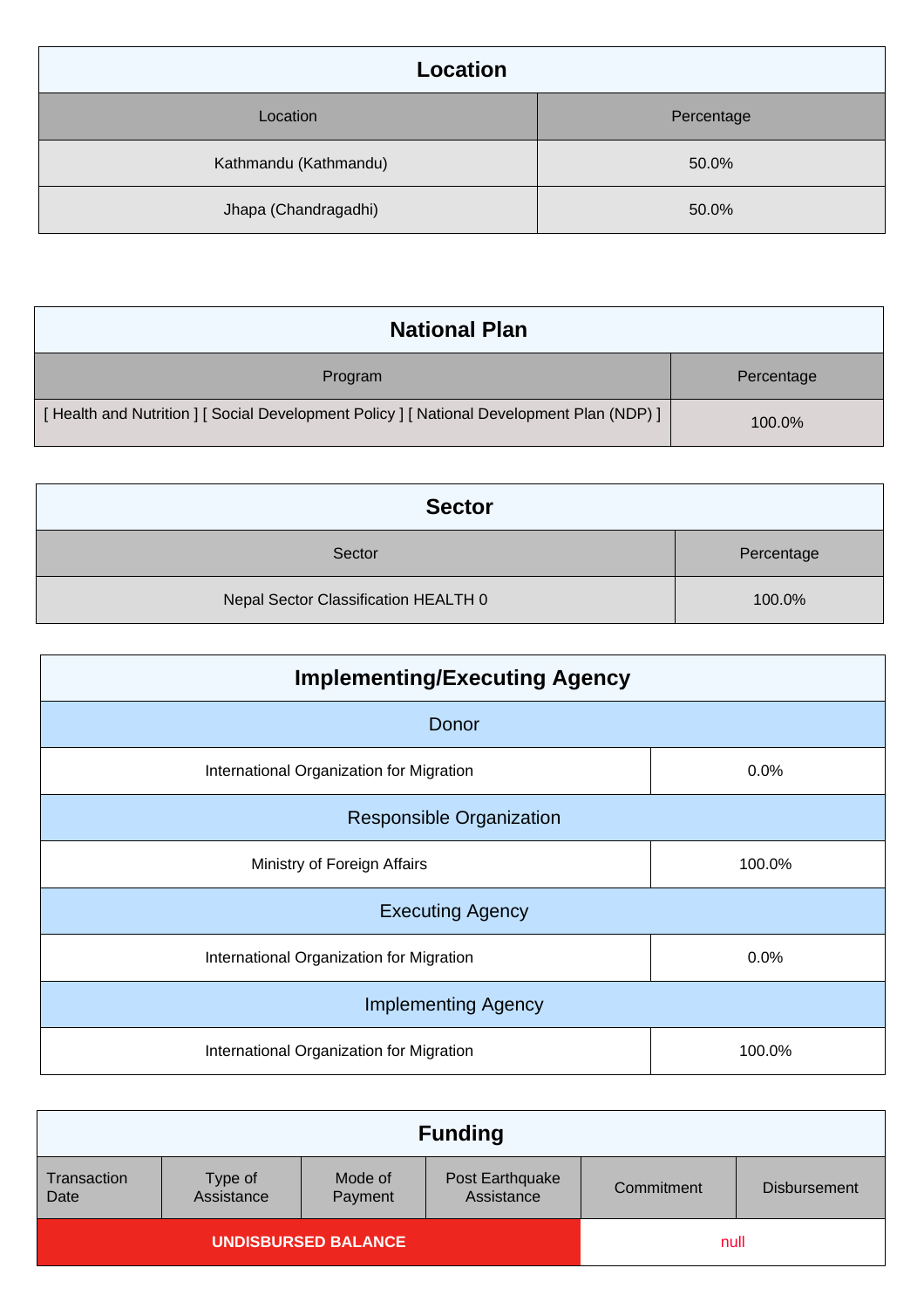## Location

| Location | Percentage |
|---|---|
| Kathmandu (Kathmandu) | 50.0% |
| Jhapa (Chandragadhi) | 50.0% |

## National Plan

| Program | Percentage |
|---|---|
| [ Health and Nutrition ] [ Social Development Policy ] [ National Development Plan (NDP) ] | 100.0% |

## Sector

| Sector | Percentage |
|---|---|
| Nepal Sector Classification HEALTH 0 | 100.0% |

## Implementing/Executing Agency

| Donor | |
|---|---|
| International Organization for Migration | 0.0% |
| **Responsible Organization** | |
| Ministry of Foreign Affairs | 100.0% |
| **Executing Agency** | |
| International Organization for Migration | 0.0% |
| **Implementing Agency** | |
| International Organization for Migration | 100.0% |

## Funding

| Transaction Date | Type of Assistance | Mode of Payment | Post Earthquake Assistance | Commitment | Disbursement |
|---|---|---|---|---|---|
| UNDISBURSED BALANCE | | | | null | |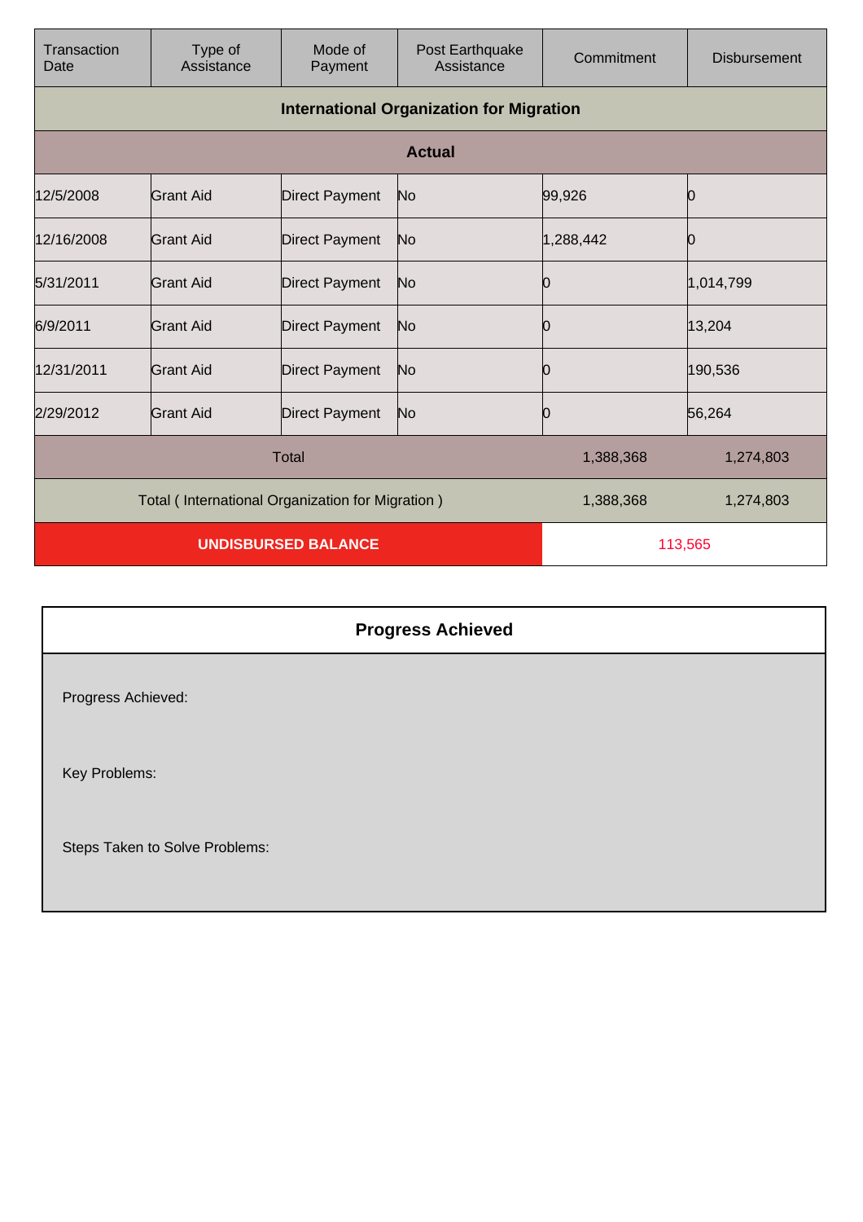| Transaction Date | Type of Assistance | Mode of Payment | Post Earthquake Assistance | Commitment | Disbursement |
|---|---|---|---|---|---|
| **International Organization for Migration** | | | | | |
| **Actual** | | | | | |
| 12/5/2008 | Grant Aid | Direct Payment | No | 99,926 | 0 |
| 12/16/2008 | Grant Aid | Direct Payment | No | 1,288,442 | 0 |
| 5/31/2011 | Grant Aid | Direct Payment | No | 0 | 1,014,799 |
| 6/9/2011 | Grant Aid | Direct Payment | No | 0 | 13,204 |
| 12/31/2011 | Grant Aid | Direct Payment | No | 0 | 190,536 |
| 2/29/2012 | Grant Aid | Direct Payment | No | 0 | 56,264 |
| Total | | | | 1,388,368 | 1,274,803 |
| Total ( International Organization for Migration ) | | | | 1,388,368 | 1,274,803 |
| **UNDISBURSED BALANCE** | | | | 113,565 | |

## Progress Achieved

Progress Achieved:

Key Problems:

Steps Taken to Solve Problems: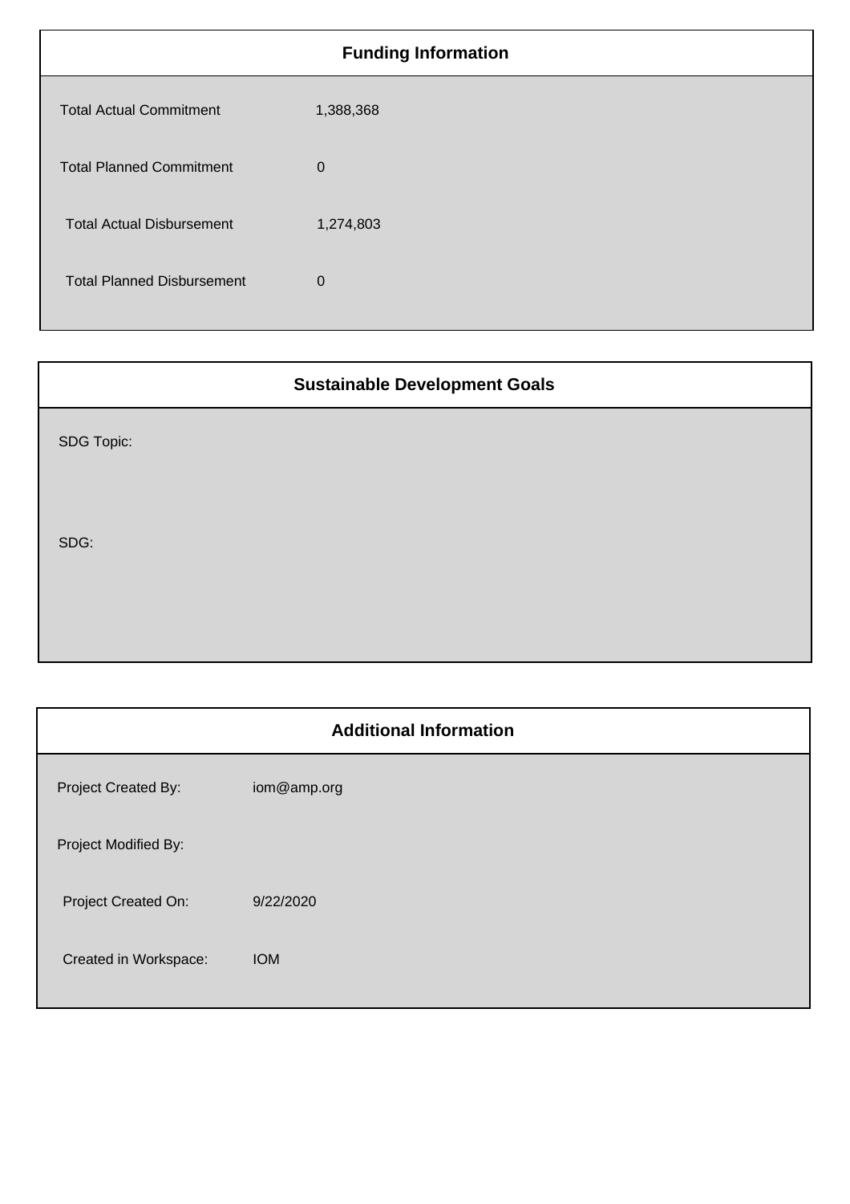## Funding Information

| | |
|---|---|
| Total Actual Commitment | 1,388,368 |
| Total Planned Commitment | 0 |
| Total Actual Disbursement | 1,274,803 |
| Total Planned Disbursement | 0 |

## Sustainable Development Goals

SDG Topic:

SDG:

## Additional Information

| | |
|---|---|
| Project Created By: | iom@amp.org |
| Project Modified By: | |
| Project Created On: | 9/22/2020 |
| Created in Workspace: | IOM |